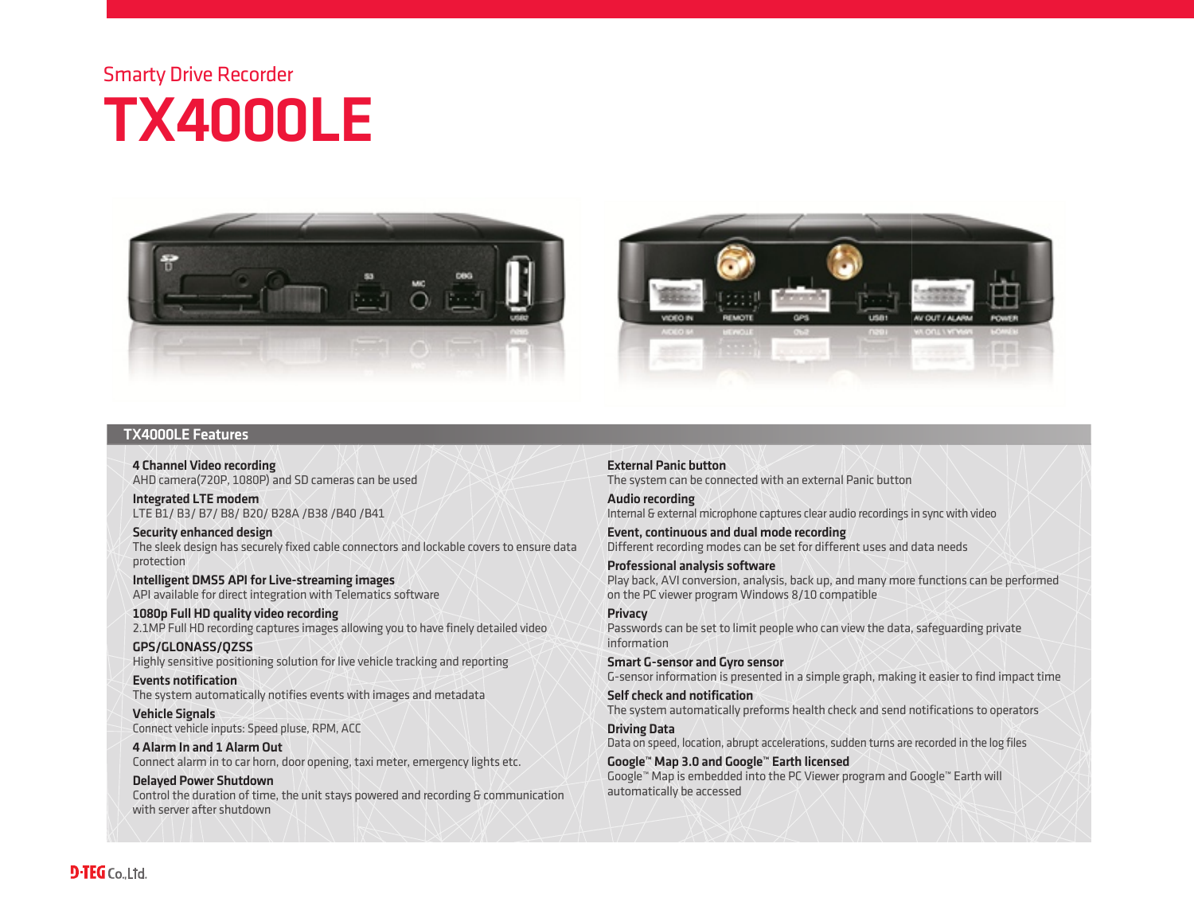Smarty Drive Recorder

# TX4000LE

## TX4000LE Features

**4 Channel Video recording**
AHD camera(720P, 1080P) and SD cameras can be used

**Integrated LTE modem**
LTE B1/ B3/ B7/ B8/ B20/ B28A /B38 /B40 /B41

**Security enhanced design**
The sleek design has securely fixed cable connectors and lockable covers to ensure data protection

**Intelligent DMSS API for Live-streaming images**
API available for direct integration with Telematics software

**1080p Full HD quality video recording**
2.1MP Full HD recording captures images allowing you to have finely detailed video

**GPS/GLONASS/QZSS**
Highly sensitive positioning solution for live vehicle tracking and reporting

**Events notification**
The system automatically notifies events with images and metadata

**Vehicle Signals**
Connect vehicle inputs: Speed pluse, RPM, ACC

**4 Alarm In and 1 Alarm Out**
Connect alarm in to car horn, door opening, taxi meter, emergency lights etc.

**Delayed Power Shutdown**
Control the duration of time, the unit stays powered and recording & communication with server after shutdown

**External Panic button**
The system can be connected with an external Panic button

**Audio recording**
Internal & external microphone captures clear audio recordings in sync with video

**Event, continuous and dual mode recording**
Different recording modes can be set for different uses and data needs

**Professional analysis software**
Play back, AVI conversion, analysis, back up, and many more functions can be performed on the PC viewer program Windows 8/10 compatible

**Privacy**
Passwords can be set to limit people who can view the data, safeguarding private information

**Smart G-sensor and Gyro sensor**
G-sensor information is presented in a simple graph, making it easier to find impact time

**Self check and notification**
The system automatically preforms health check and send notifications to operators

**Driving Data**
Data on speed, location, abrupt accelerations, sudden turns are recorded in the log files

**Google™ Map 3.0 and Google™ Earth licensed**
Google™ Map is embedded into the PC Viewer program and Google™ Earth will automatically be accessed

D-TEG Co.,Ltd.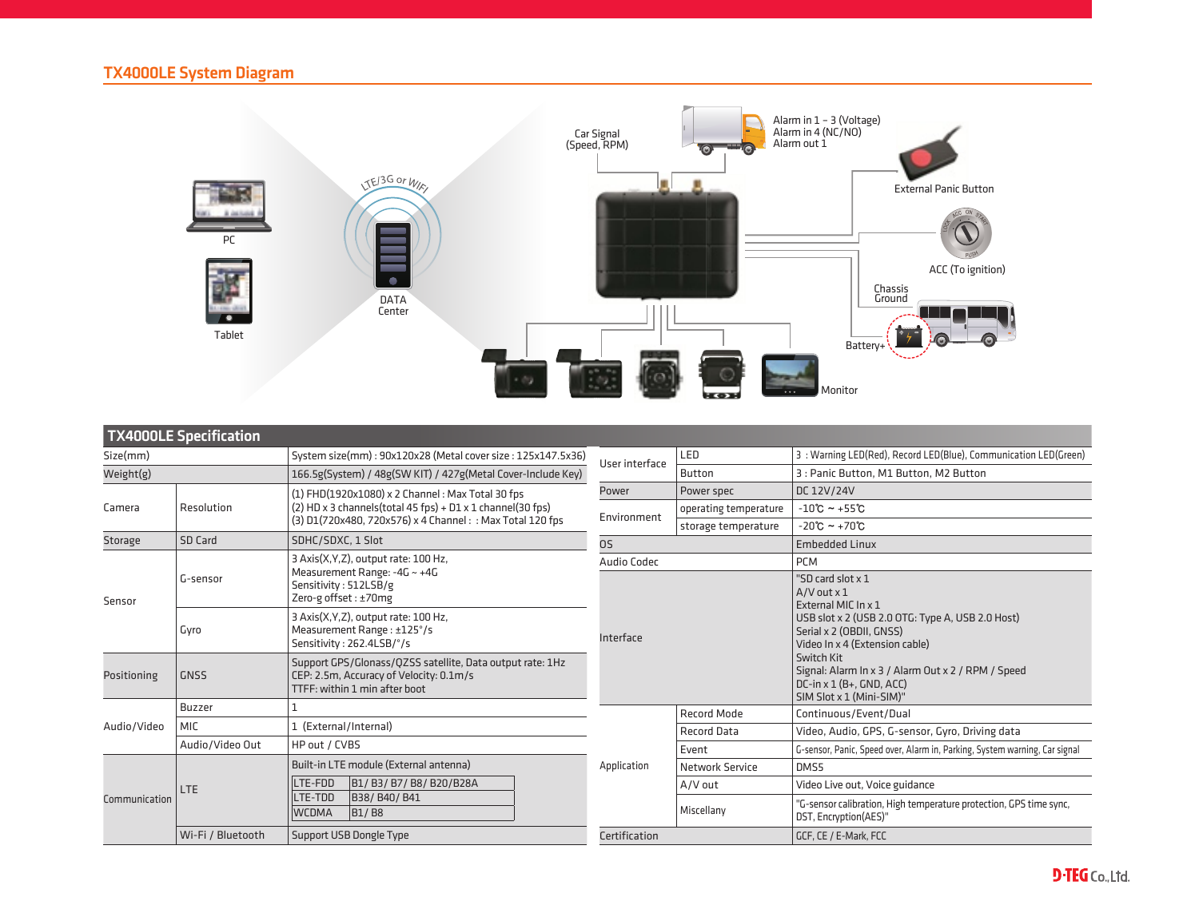## TX4000LE System Diagram

PC

Tablet

LTE/3G or WIFI

DATA Center

Car Signal (Speed, RPM)

Alarm in 1 ~ 3 (Voltage)
Alarm in 4 (NC/NO)
Alarm out 1

External Panic Button

ACC (To ignition)

Chassis Ground

Battery+

Monitor

## TX4000LE Specification

| | | |
|---|---|---|
| Size(mm) | | System size(mm) : 90x120x28 (Metal cover size : 125x147.5x36) |
| Weight(g) | | 166.5g(System) / 48g(SW KIT) / 427g(Metal Cover-Include Key) |
| Camera | Resolution | (1) FHD(1920x1080) x 2 Channel : Max Total 30 fps<br>(2) HD x 3 channels(total 45 fps) + D1 x 1 channel(30 fps)<br>(3) D1(720x480, 720x576) x 4 Channel : : Max Total 120 fps |
| Storage | SD Card | SDHC/SDXC, 1 Slot |
| Sensor | G-sensor | 3 Axis(X,Y,Z), output rate: 100 Hz,<br>Measurement Range: -4G ~ +4G<br>Sensitivity : 512LSB/g<br>Zero-g offset : ±70mg |
| | Gyro | 3 Axis(X,Y,Z), output rate: 100 Hz,<br>Measurement Range : ±125°/s<br>Sensitivity : 262.4LSB/°/s |
| Positioning | GNSS | Support GPS/Glonass/QZSS satellite, Data output rate: 1Hz<br>CEP: 2.5m, Accuracy of Velocity: 0.1m/s<br>TTFF: within 1 min after boot |
| Audio/Video | Buzzer | 1 |
| | MIC | 1 (External/Internal) |
| | Audio/Video Out | HP out / CVBS |
| Communication | LTE | Built-in LTE module (External antenna)<br>LTE-FDD: B1/ B3/ B7/ B8/ B20/B28A<br>LTE-TDD: B38/ B40/ B41<br>WCDMA: B1/ B8 |
| | Wi-Fi / Bluetooth | Support USB Dongle Type |

| | | |
|---|---|---|
| User interface | LED | 3 : Warning LED(Red), Record LED(Blue), Communication LED(Green) |
| | Button | 3 : Panic Button, M1 Button, M2 Button |
| Power | Power spec | DC 12V/24V |
| Environment | operating temperature | -10℃ ~ +55℃ |
| | storage temperature | -20℃ ~ +70℃ |
| OS | | Embedded Linux |
| Audio Codec | | PCM |
| Interface | | "SD card slot x 1<br>A/V out x 1<br>External MIC In x 1<br>USB slot x 2 (USB 2.0 OTG: Type A, USB 2.0 Host)<br>Serial x 2 (OBDII, GNSS)<br>Video In x 4 (Extension cable)<br>Switch Kit<br>Signal: Alarm In x 3 / Alarm Out x 2 / RPM / Speed<br>DC-in x 1 (B+, GND, ACC)<br>SIM Slot x 1 (Mini-SIM)" |
| Application | Record Mode | Continuous/Event/Dual |
| | Record Data | Video, Audio, GPS, G-sensor, Gyro, Driving data |
| | Event | G-sensor, Panic, Speed over, Alarm in, Parking, System warning, Car signal |
| | Network Service | DMS5 |
| | A/V out | Video Live out, Voice guidance |
| | Miscellany | "G-sensor calibration, High temperature protection, GPS time sync, DST, Encryption(AES)" |
| Certification | | GCF, CE / E-Mark, FCC |

D-TEG Co., Ltd.